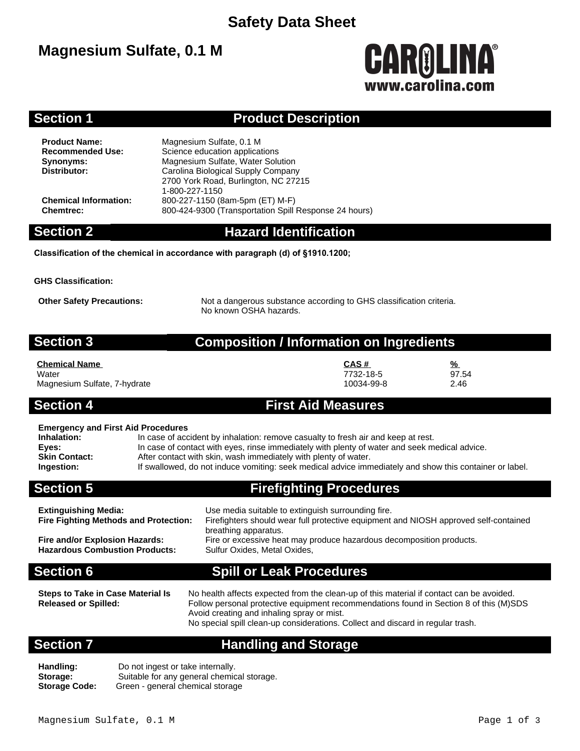# Safety Data Sheet

## Magnesium Sulfate, 0.1 M

CAROLINA®
www.carolina.com

## Section 1 Product Description

| | |
|---|---|
| **Product Name:** | Magnesium Sulfate, 0.1 M |
| **Recommended Use:** | Science education applications |
| **Synonyms:** | Magnesium Sulfate, Water Solution |
| **Distributor:** | Carolina Biological Supply Company<br>2700 York Road, Burlington, NC 27215<br>1-800-227-1150 |
| **Chemical Information:** | 800-227-1150 (8am-5pm (ET) M-F) |
| **Chemtrec:** | 800-424-9300 (Transportation Spill Response 24 hours) |

## Section 2 Hazard Identification

**Classification of the chemical in accordance with paragraph (d) of §1910.1200;**

**GHS Classification:**

**Other Safety Precautions:** Not a dangerous substance according to GHS classification criteria.
No known OSHA hazards.

## Section 3 Composition / Information on Ingredients

| Chemical Name | CAS # | % |
|---|---|---|
| Water | 7732-18-5 | 97.54 |
| Magnesium Sulfate, 7-hydrate | 10034-99-8 | 2.46 |

## Section 4 First Aid Measures

**Emergency and First Aid Procedures**

| | |
|---|---|
| **Inhalation:** | In case of accident by inhalation: remove casualty to fresh air and keep at rest. |
| **Eyes:** | In case of contact with eyes, rinse immediately with plenty of water and seek medical advice. |
| **Skin Contact:** | After contact with skin, wash immediately with plenty of water. |
| **Ingestion:** | If swallowed, do not induce vomiting: seek medical advice immediately and show this container or label. |

## Section 5 Firefighting Procedures

| | |
|---|---|
| **Extinguishing Media:** | Use media suitable to extinguish surrounding fire. |
| **Fire Fighting Methods and Protection:** | Firefighters should wear full protective equipment and NIOSH approved self-contained breathing apparatus. |
| **Fire and/or Explosion Hazards:** | Fire or excessive heat may produce hazardous decomposition products. |
| **Hazardous Combustion Products:** | Sulfur Oxides, Metal Oxides, |

## Section 6 Spill or Leak Procedures

**Steps to Take in Case Material Is Released or Spilled:**

No health affects expected from the clean-up of this material if contact can be avoided.
Follow personal protective equipment recommendations found in Section 8 of this (M)SDS
Avoid creating and inhaling spray or mist.
No special spill clean-up considerations. Collect and discard in regular trash.

## Section 7 Handling and Storage

| | |
|---|---|
| **Handling:** | Do not ingest or take internally. |
| **Storage:** | Suitable for any general chemical storage. |
| **Storage Code:** | Green - general chemical storage |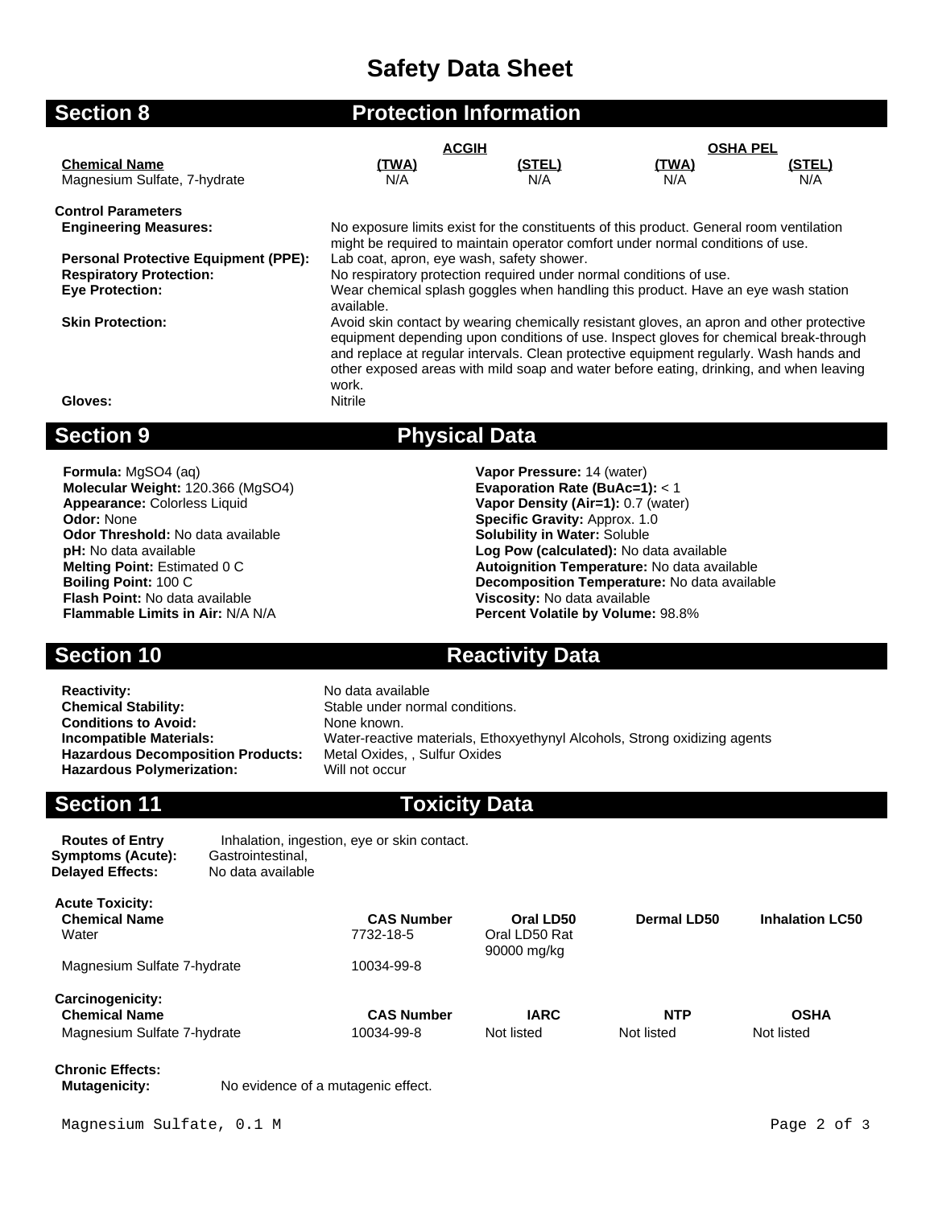# Safety Data Sheet

## Section 8 Protection Information

| | ACGIH | | OSHA PEL | |
|---|---|---|---|---|
| **Chemical Name** | **(TWA)** | **(STEL)** | **(TWA)** | **(STEL)** |
| Magnesium Sulfate, 7-hydrate | N/A | N/A | N/A | N/A |

**Control Parameters**

**Engineering Measures:** No exposure limits exist for the constituents of this product. General room ventilation might be required to maintain operator comfort under normal conditions of use.

**Personal Protective Equipment (PPE):** Lab coat, apron, eye wash, safety shower.

**Respiratory Protection:** No respiratory protection required under normal conditions of use.

**Eye Protection:** Wear chemical splash goggles when handling this product. Have an eye wash station available.

**Skin Protection:** Avoid skin contact by wearing chemically resistant gloves, an apron and other protective equipment depending upon conditions of use. Inspect gloves for chemical break-through and replace at regular intervals. Clean protective equipment regularly. Wash hands and other exposed areas with mild soap and water before eating, drinking, and when leaving work.

**Gloves:** Nitrile

## Section 9 Physical Data

**Formula:** $MgSO_4$ (aq)
**Molecular Weight:** 120.366 ($MgSO_4$)
**Appearance:** Colorless Liquid
**Odor:** None
**Odor Threshold:** No data available
**pH:** No data available
**Melting Point:** Estimated 0 C
**Boiling Point:** 100 C
**Flash Point:** No data available
**Flammable Limits in Air:** N/A N/A

**Vapor Pressure:** 14 (water)
**Evaporation Rate (BuAc=1):** < 1
**Vapor Density (Air=1):** 0.7 (water)
**Specific Gravity:** Approx. 1.0
**Solubility in Water:** Soluble
**Log Pow (calculated):** No data available
**Autoignition Temperature:** No data available
**Decomposition Temperature:** No data available
**Viscosity:** No data available
**Percent Volatile by Volume:** 98.8%

## Section 10 Reactivity Data

**Reactivity:** No data available
**Chemical Stability:** Stable under normal conditions.
**Conditions to Avoid:** None known.
**Incompatible Materials:** Water-reactive materials, Ethoxyethynyl Alcohols, Strong oxidizing agents
**Hazardous Decomposition Products:** Metal Oxides, , Sulfur Oxides
**Hazardous Polymerization:** Will not occur

## Section 11 Toxicity Data

**Routes of Entry** Inhalation, ingestion, eye or skin contact.
**Symptoms (Acute):** Gastrointestinal,
**Delayed Effects:** No data available

**Acute Toxicity:**

| Chemical Name | CAS Number | Oral LD50 | Dermal LD50 | Inhalation LC50 |
|---|---|---|---|---|
| Water | 7732-18-5 | Oral LD50 Rat 90000 mg/kg | | |
| Magnesium Sulfate 7-hydrate | 10034-99-8 | | | |

**Carcinogenicity:**

| Chemical Name | CAS Number | IARC | NTP | OSHA |
|---|---|---|---|---|
| Magnesium Sulfate 7-hydrate | 10034-99-8 | Not listed | Not listed | Not listed |

**Chronic Effects:**

**Mutagenicity:** No evidence of a mutagenic effect.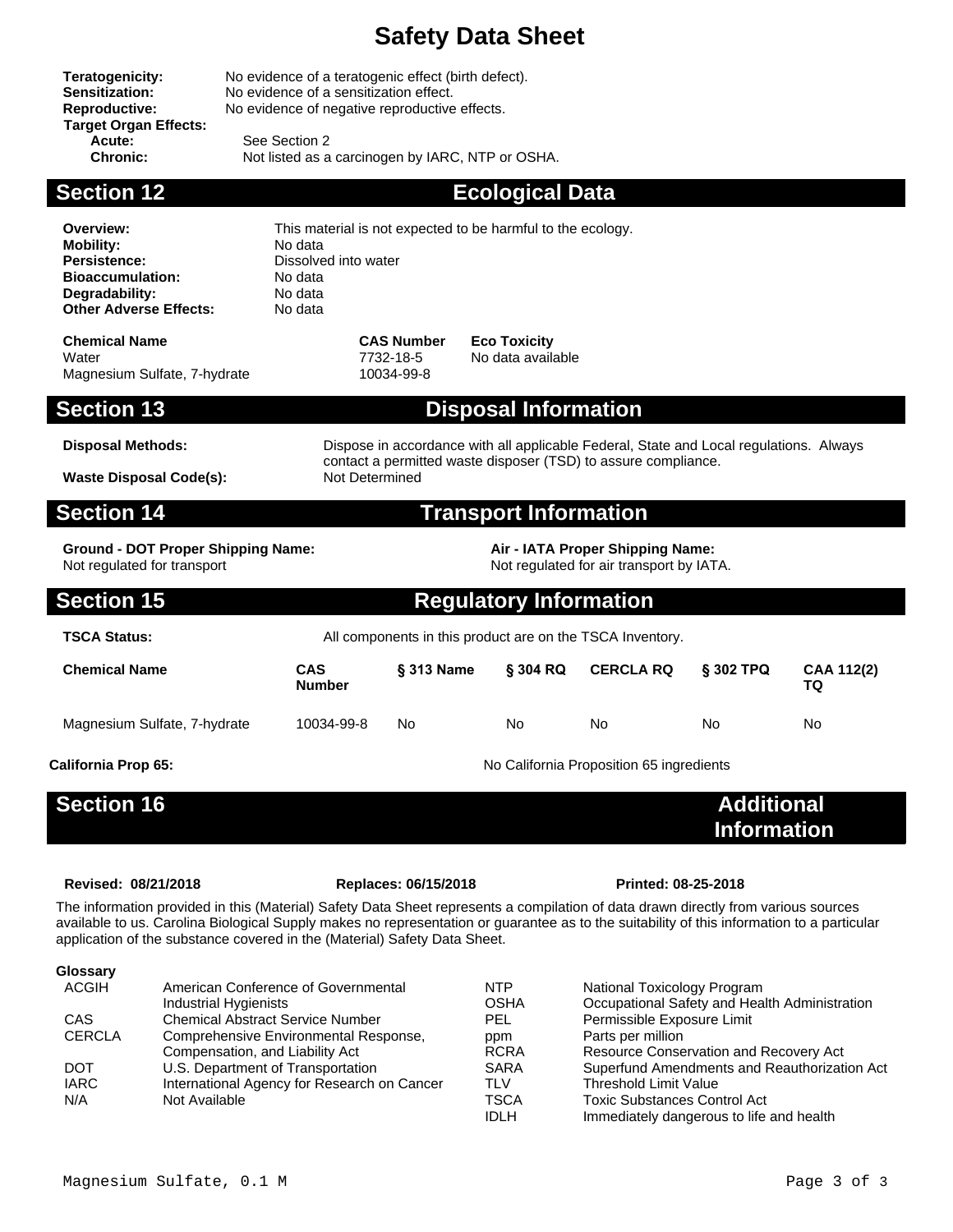# Safety Data Sheet

**Teratogenicity:** No evidence of a teratogenic effect (birth defect).
**Sensitization:** No evidence of a sensitization effect.
**Reproductive:** No evidence of negative reproductive effects.
**Target Organ Effects:**
**Acute:** See Section 2
**Chronic:** Not listed as a carcinogen by IARC, NTP or OSHA.

## Section 12 Ecological Data

**Overview:** This material is not expected to be harmful to the ecology.
**Mobility:** No data
**Persistence:** Dissolved into water
**Bioaccumulation:** No data
**Degradability:** No data
**Other Adverse Effects:** No data

| Chemical Name | CAS Number | Eco Toxicity |
| --- | --- | --- |
| Water | 7732-18-5 | No data available |
| Magnesium Sulfate, 7-hydrate | 10034-99-8 | |

## Section 13 Disposal Information

**Disposal Methods:** Dispose in accordance with all applicable Federal, State and Local regulations. Always contact a permitted waste disposer (TSD) to assure compliance.

**Waste Disposal Code(s):** Not Determined

## Section 14 Transport Information

**Ground - DOT Proper Shipping Name:**
Not regulated for transport

**Air - IATA Proper Shipping Name:**
Not regulated for air transport by IATA.

## Section 15 Regulatory Information

**TSCA Status:** All components in this product are on the TSCA Inventory.

| Chemical Name | CAS Number | § 313 Name | § 304 RQ | CERCLA RQ | § 302 TPQ | CAA 112(2) TQ |
| --- | --- | --- | --- | --- | --- | --- |
| Magnesium Sulfate, 7-hydrate | 10034-99-8 | No | No | No | No | No |

**California Prop 65:** No California Proposition 65 ingredients

## Section 16 Additional Information

**Revised: 08/21/2018** **Replaces: 06/15/2018** **Printed: 08-25-2018**

The information provided in this (Material) Safety Data Sheet represents a compilation of data drawn directly from various sources available to us. Carolina Biological Supply makes no representation or guarantee as to the suitability of this information to a particular application of the substance covered in the (Material) Safety Data Sheet.

**Glossary**

| | | | |
| --- | --- | --- | --- |
| ACGIH | American Conference of Governmental Industrial Hygienists | NTP | National Toxicology Program |
| | | OSHA | Occupational Safety and Health Administration |
| CAS | Chemical Abstract Service Number | PEL | Permissible Exposure Limit |
| CERCLA | Comprehensive Environmental Response, Compensation, and Liability Act | ppm | Parts per million |
| | | RCRA | Resource Conservation and Recovery Act |
| DOT | U.S. Department of Transportation | SARA | Superfund Amendments and Reauthorization Act |
| IARC | International Agency for Research on Cancer | TLV | Threshold Limit Value |
| N/A | Not Available | TSCA | Toxic Substances Control Act |
| | | IDLH | Immediately dangerous to life and health |